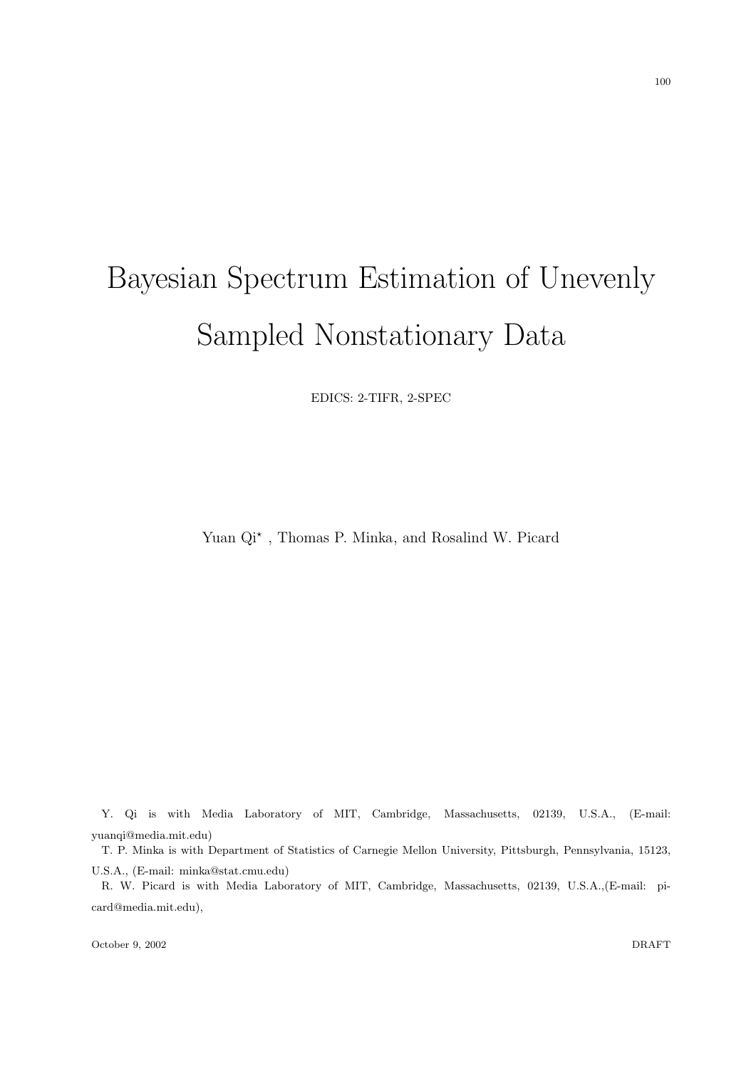# Bayesian Spectrum Estimation of Unevenly Sampled Nonstationary Data

EDICS: 2-TIFR, 2-SPEC

Yuan Qi*, Thomas P. Minka, and Rosalind W. Picard

Y. Qi is with Media Laboratory of MIT, Cambridge, Massachusetts, 02139, U.S.A., (E-mail: yuanqi@media.mit.edu)

T. P. Minka is with Department of Statistics of Carnegie Mellon University, Pittsburgh, Pennsylvania, 15123, U.S.A., (E-mail: minka@stat.cmu.edu)

R. W. Picard is with Media Laboratory of MIT, Cambridge, Massachusetts, 02139, U.S.A.,(E-mail: picard@media.mit.edu),

October 9, 2002 DRAFT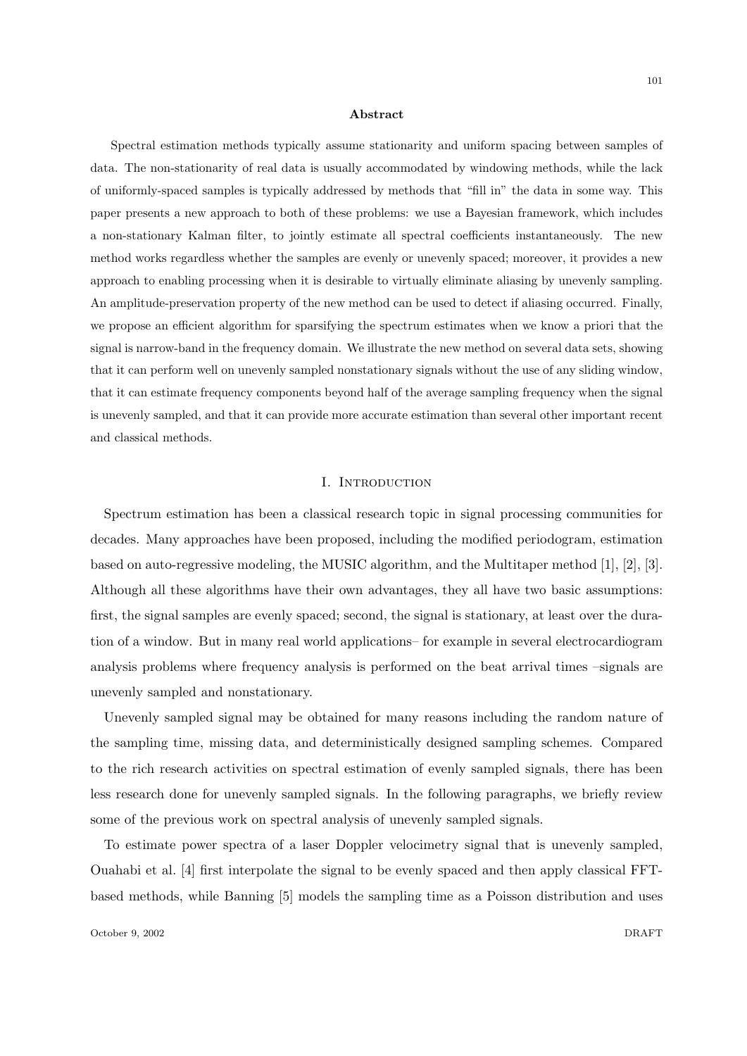## Abstract

Spectral estimation methods typically assume stationarity and uniform spacing between samples of data. The non-stationarity of real data is usually accommodated by windowing methods, while the lack of uniformly-spaced samples is typically addressed by methods that "fill in" the data in some way. This paper presents a new approach to both of these problems: we use a Bayesian framework, which includes a non-stationary Kalman filter, to jointly estimate all spectral coefficients instantaneously. The new method works regardless whether the samples are evenly or unevenly spaced; moreover, it provides a new approach to enabling processing when it is desirable to virtually eliminate aliasing by unevenly sampling. An amplitude-preservation property of the new method can be used to detect if aliasing occurred. Finally, we propose an efficient algorithm for sparsifying the spectrum estimates when we know a priori that the signal is narrow-band in the frequency domain. We illustrate the new method on several data sets, showing that it can perform well on unevenly sampled nonstationary signals without the use of any sliding window, that it can estimate frequency components beyond half of the average sampling frequency when the signal is unevenly sampled, and that it can provide more accurate estimation than several other important recent and classical methods.

## I. Introduction

Spectrum estimation has been a classical research topic in signal processing communities for decades. Many approaches have been proposed, including the modified periodogram, estimation based on auto-regressive modeling, the MUSIC algorithm, and the Multitaper method [1], [2], [3]. Although all these algorithms have their own advantages, they all have two basic assumptions: first, the signal samples are evenly spaced; second, the signal is stationary, at least over the duration of a window. But in many real world applications– for example in several electrocardiogram analysis problems where frequency analysis is performed on the beat arrival times –signals are unevenly sampled and nonstationary.

Unevenly sampled signal may be obtained for many reasons including the random nature of the sampling time, missing data, and deterministically designed sampling schemes. Compared to the rich research activities on spectral estimation of evenly sampled signals, there has been less research done for unevenly sampled signals. In the following paragraphs, we briefly review some of the previous work on spectral analysis of unevenly sampled signals.

To estimate power spectra of a laser Doppler velocimetry signal that is unevenly sampled, Ouahabi et al. [4] first interpolate the signal to be evenly spaced and then apply classical FFT-based methods, while Banning [5] models the sampling time as a Poisson distribution and uses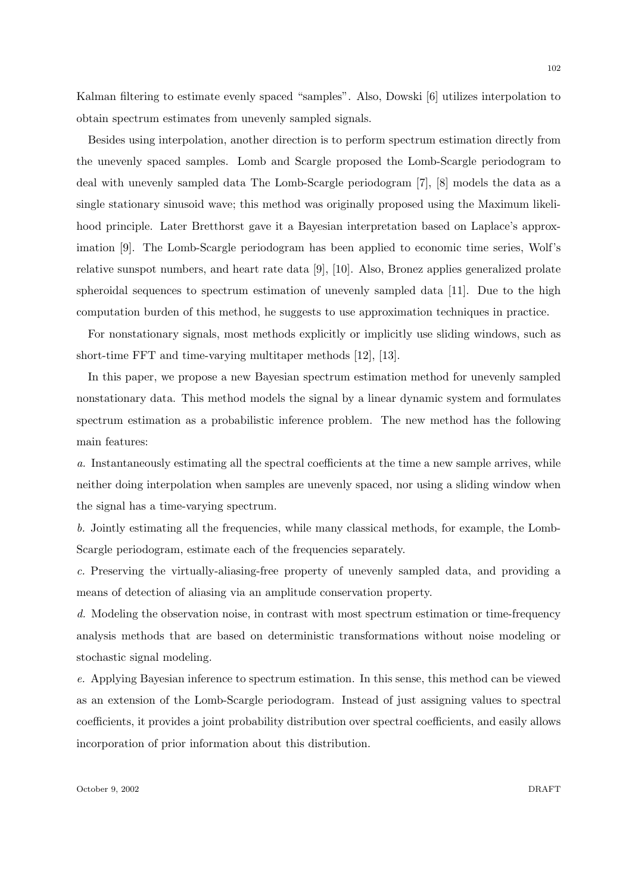Kalman filtering to estimate evenly spaced "samples". Also, Dowski [6] utilizes interpolation to obtain spectrum estimates from unevenly sampled signals.

Besides using interpolation, another direction is to perform spectrum estimation directly from the unevenly spaced samples. Lomb and Scargle proposed the Lomb-Scargle periodogram to deal with unevenly sampled data The Lomb-Scargle periodogram [7], [8] models the data as a single stationary sinusoid wave; this method was originally proposed using the Maximum likelihood principle. Later Bretthorst gave it a Bayesian interpretation based on Laplace's approximation [9]. The Lomb-Scargle periodogram has been applied to economic time series, Wolf's relative sunspot numbers, and heart rate data [9], [10]. Also, Bronez applies generalized prolate spheroidal sequences to spectrum estimation of unevenly sampled data [11]. Due to the high computation burden of this method, he suggests to use approximation techniques in practice.

For nonstationary signals, most methods explicitly or implicitly use sliding windows, such as short-time FFT and time-varying multitaper methods [12], [13].

In this paper, we propose a new Bayesian spectrum estimation method for unevenly sampled nonstationary data. This method models the signal by a linear dynamic system and formulates spectrum estimation as a probabilistic inference problem. The new method has the following main features:

*a.* Instantaneously estimating all the spectral coefficients at the time a new sample arrives, while neither doing interpolation when samples are unevenly spaced, nor using a sliding window when the signal has a time-varying spectrum.

*b.* Jointly estimating all the frequencies, while many classical methods, for example, the Lomb-Scargle periodogram, estimate each of the frequencies separately.

*c.* Preserving the virtually-aliasing-free property of unevenly sampled data, and providing a means of detection of aliasing via an amplitude conservation property.

*d.* Modeling the observation noise, in contrast with most spectrum estimation or time-frequency analysis methods that are based on deterministic transformations without noise modeling or stochastic signal modeling.

*e.* Applying Bayesian inference to spectrum estimation. In this sense, this method can be viewed as an extension of the Lomb-Scargle periodogram. Instead of just assigning values to spectral coefficients, it provides a joint probability distribution over spectral coefficients, and easily allows incorporation of prior information about this distribution.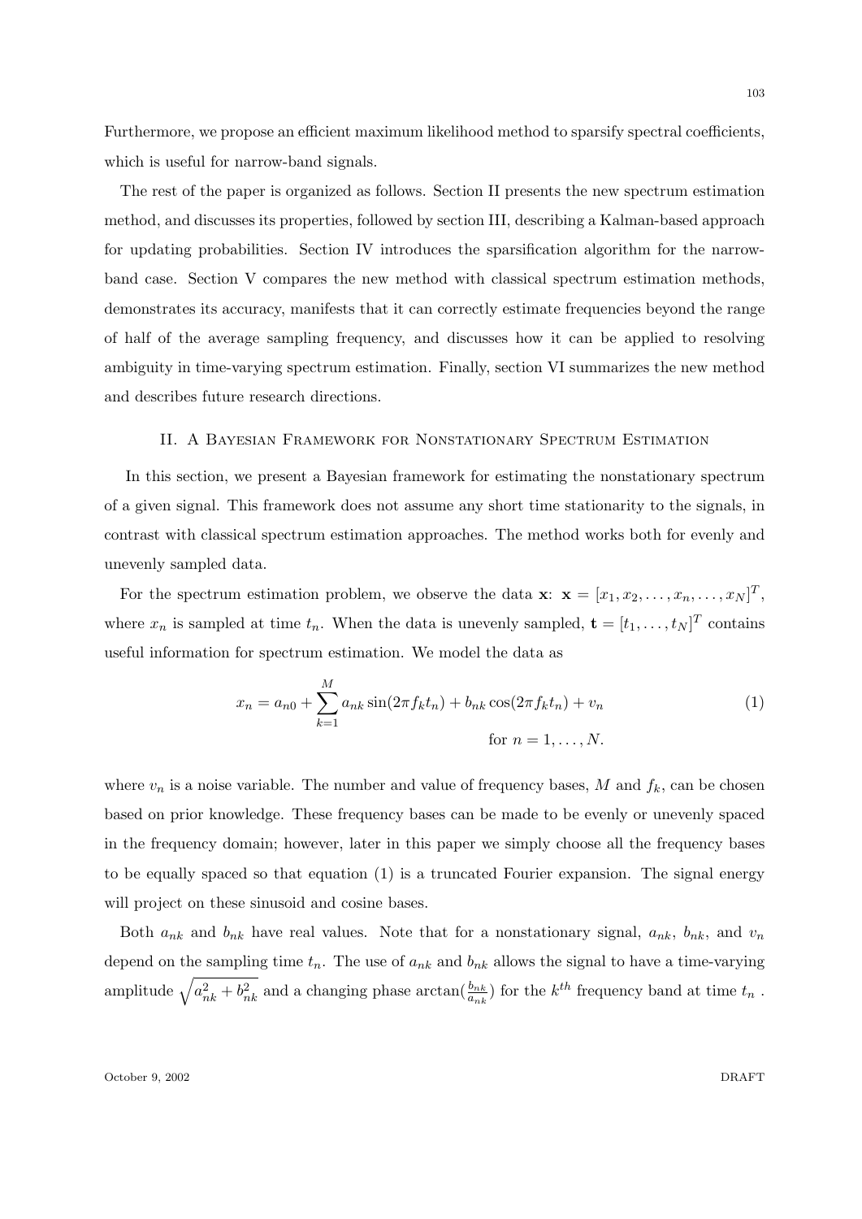Furthermore, we propose an efficient maximum likelihood method to sparsify spectral coefficients, which is useful for narrow-band signals.

The rest of the paper is organized as follows. Section II presents the new spectrum estimation method, and discusses its properties, followed by section III, describing a Kalman-based approach for updating probabilities. Section IV introduces the sparsification algorithm for the narrow-band case. Section V compares the new method with classical spectrum estimation methods, demonstrates its accuracy, manifests that it can correctly estimate frequencies beyond the range of half of the average sampling frequency, and discusses how it can be applied to resolving ambiguity in time-varying spectrum estimation. Finally, section VI summarizes the new method and describes future research directions.

## II. A Bayesian Framework for Nonstationary Spectrum Estimation

In this section, we present a Bayesian framework for estimating the nonstationary spectrum of a given signal. This framework does not assume any short time stationarity to the signals, in contrast with classical spectrum estimation approaches. The method works both for evenly and unevenly sampled data.

For the spectrum estimation problem, we observe the data $\mathbf{x}$: $\mathbf{x} = [x_1, x_2, \ldots, x_n, \ldots, x_N]^T$, where $x_n$ is sampled at time $t_n$. When the data is unevenly sampled, $\mathbf{t} = [t_1, \ldots, t_N]^T$ contains useful information for spectrum estimation. We model the data as

$$x_n = a_{n0} + \sum_{k=1}^{M} a_{nk} \sin(2\pi f_k t_n) + b_{nk} \cos(2\pi f_k t_n) + v_n \qquad (1)$$
$$\text{for } n = 1, \ldots, N.$$

where $v_n$ is a noise variable. The number and value of frequency bases, $M$ and $f_k$, can be chosen based on prior knowledge. These frequency bases can be made to be evenly or unevenly spaced in the frequency domain; however, later in this paper we simply choose all the frequency bases to be equally spaced so that equation (1) is a truncated Fourier expansion. The signal energy will project on these sinusoid and cosine bases.

Both $a_{nk}$ and $b_{nk}$ have real values. Note that for a nonstationary signal, $a_{nk}$, $b_{nk}$, and $v_n$ depend on the sampling time $t_n$. The use of $a_{nk}$ and $b_{nk}$ allows the signal to have a time-varying amplitude $\sqrt{a_{nk}^2 + b_{nk}^2}$ and a changing phase $\arctan(\frac{b_{nk}}{a_{nk}})$ for the $k^{th}$ frequency band at time $t_n$.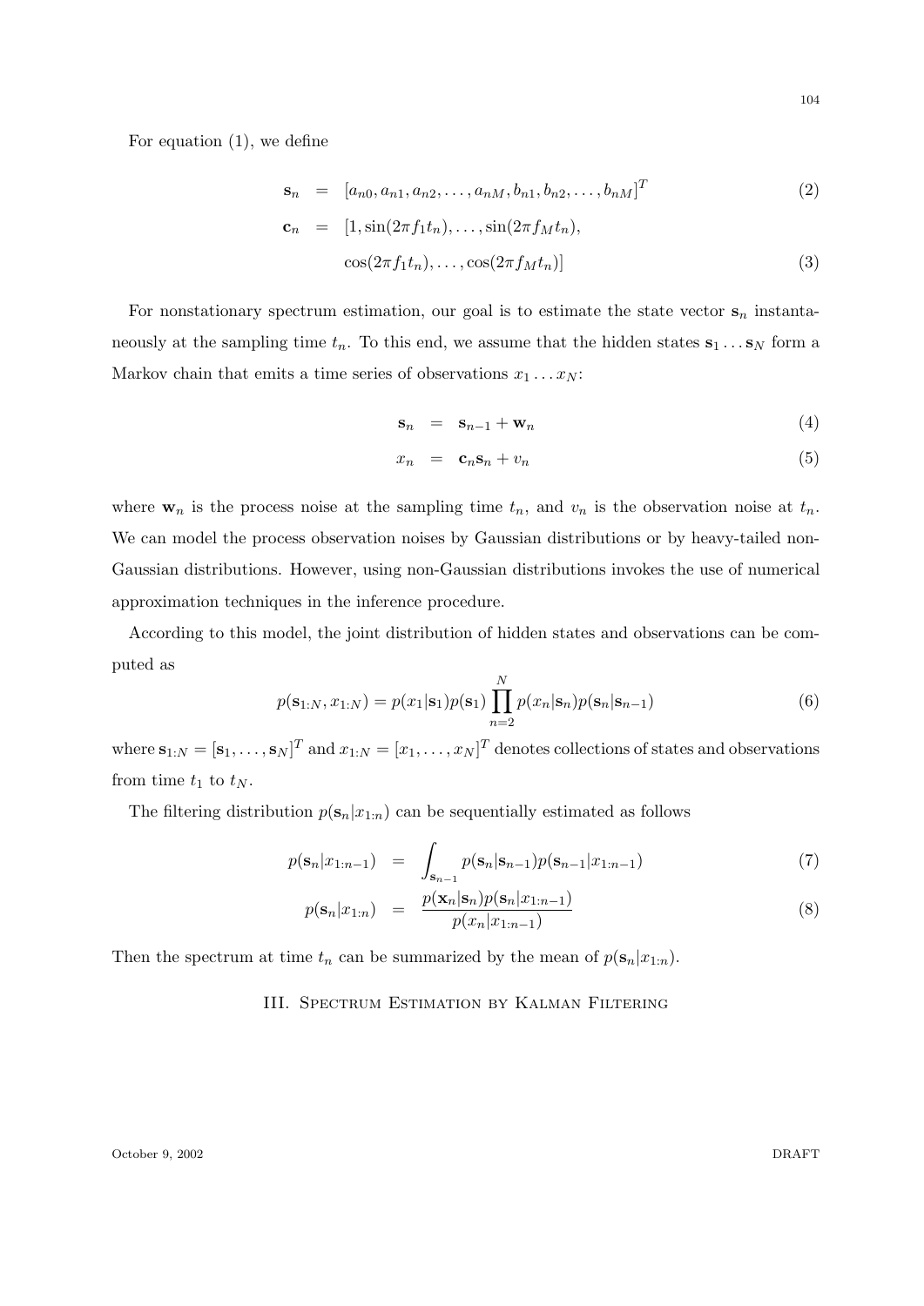For equation (1), we define

$$
\begin{aligned}
\mathbf{s}_n &= [a_{n0}, a_{n1}, a_{n2}, \ldots, a_{nM}, b_{n1}, b_{n2}, \ldots, b_{nM}]^T && (2)\\
\mathbf{c}_n &= [1, \sin(2\pi f_1 t_n), \ldots, \sin(2\pi f_M t_n), \\
&\qquad \cos(2\pi f_1 t_n), \ldots, \cos(2\pi f_M t_n)] && (3)
\end{aligned}
$$

For nonstationary spectrum estimation, our goal is to estimate the state vector $\mathbf{s}_n$ instantaneously at the sampling time $t_n$. To this end, we assume that the hidden states $\mathbf{s}_1 \ldots \mathbf{s}_N$ form a Markov chain that emits a time series of observations $x_1 \ldots x_N$:

$$
\begin{aligned}
\mathbf{s}_n &= \mathbf{s}_{n-1} + \mathbf{w}_n && (4)\\
x_n &= \mathbf{c}_n \mathbf{s}_n + v_n && (5)
\end{aligned}
$$

where $\mathbf{w}_n$ is the process noise at the sampling time $t_n$, and $v_n$ is the observation noise at $t_n$. We can model the process observation noises by Gaussian distributions or by heavy-tailed non-Gaussian distributions. However, using non-Gaussian distributions invokes the use of numerical approximation techniques in the inference procedure.

According to this model, the joint distribution of hidden states and observations can be computed as

$$
p(\mathbf{s}_{1:N}, x_{1:N}) = p(x_1|\mathbf{s}_1)p(\mathbf{s}_1) \prod_{n=2}^{N} p(x_n|\mathbf{s}_n)p(\mathbf{s}_n|\mathbf{s}_{n-1}) \tag{6}
$$

where $\mathbf{s}_{1:N} = [\mathbf{s}_1, \ldots, \mathbf{s}_N]^T$ and $x_{1:N} = [x_1, \ldots, x_N]^T$ denotes collections of states and observations from time $t_1$ to $t_N$.

The filtering distribution $p(\mathbf{s}_n|x_{1:n})$ can be sequentially estimated as follows

$$
\begin{aligned}
p(\mathbf{s}_n|x_{1:n-1}) &= \int_{\mathbf{s}_{n-1}} p(\mathbf{s}_n|\mathbf{s}_{n-1})p(\mathbf{s}_{n-1}|x_{1:n-1}) && (7)\\
p(\mathbf{s}_n|x_{1:n}) &= \frac{p(\mathbf{x}_n|\mathbf{s}_n)p(\mathbf{s}_n|x_{1:n-1})}{p(x_n|x_{1:n-1})} && (8)
\end{aligned}
$$

Then the spectrum at time $t_n$ can be summarized by the mean of $p(\mathbf{s}_n|x_{1:n})$.

## III. Spectrum Estimation by Kalman Filtering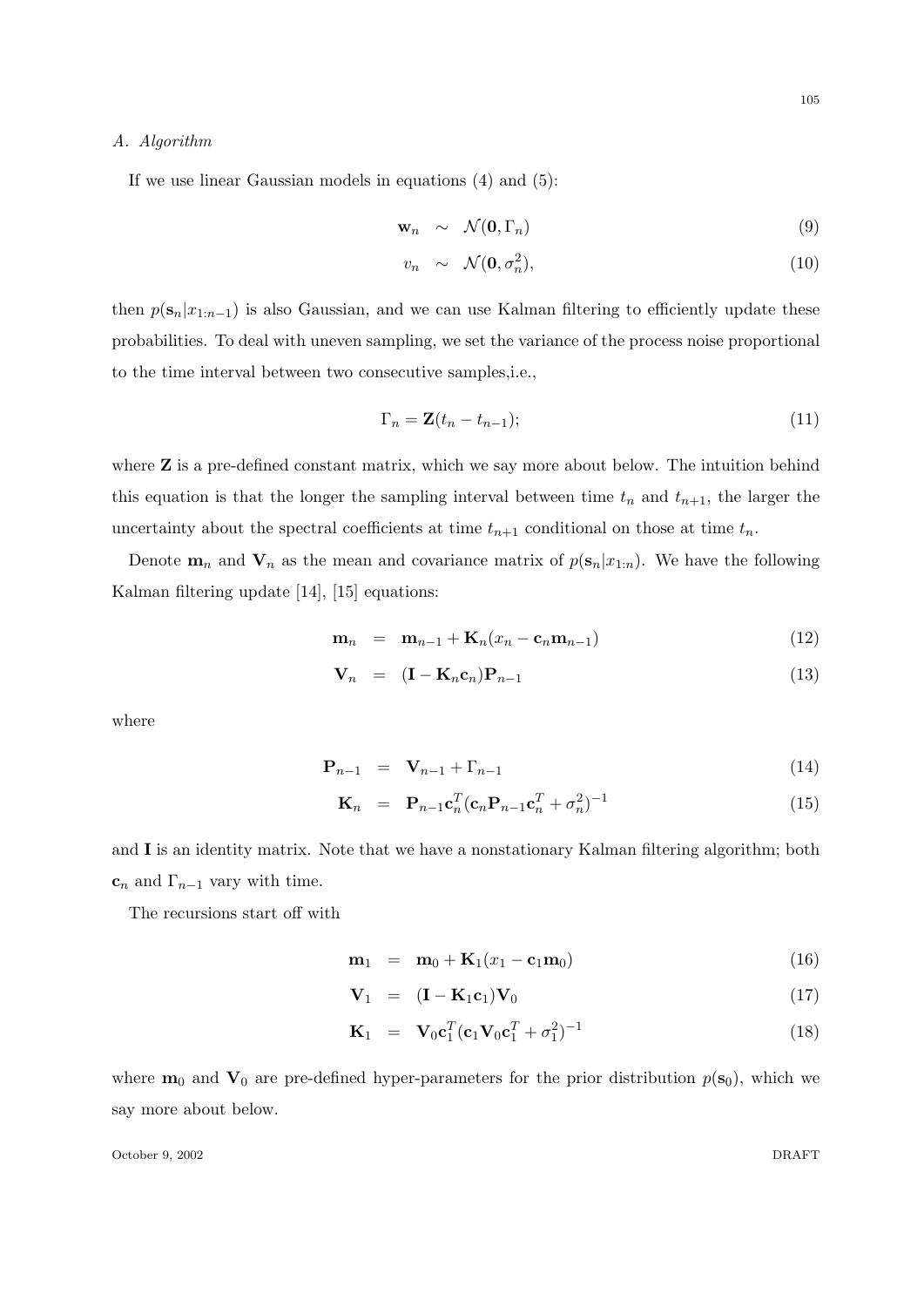### *A. Algorithm*

If we use linear Gaussian models in equations (4) and (5):

$$\mathbf{w}_n \sim \mathcal{N}(\mathbf{0}, \Gamma_n) \tag{9}$$

$$v_n \sim \mathcal{N}(\mathbf{0}, \sigma_n^2), \tag{10}$$

then $p(\mathbf{s}_n|x_{1:n-1})$ is also Gaussian, and we can use Kalman filtering to efficiently update these probabilities. To deal with uneven sampling, we set the variance of the process noise proportional to the time interval between two consecutive samples,i.e.,

$$\Gamma_n = \mathbf{Z}(t_n - t_{n-1}); \tag{11}$$

where $\mathbf{Z}$ is a pre-defined constant matrix, which we say more about below. The intuition behind this equation is that the longer the sampling interval between time $t_n$ and $t_{n+1}$, the larger the uncertainty about the spectral coefficients at time $t_{n+1}$ conditional on those at time $t_n$.

Denote $\mathbf{m}_n$ and $\mathbf{V}_n$ as the mean and covariance matrix of $p(\mathbf{s}_n|x_{1:n})$. We have the following Kalman filtering update [14], [15] equations:

$$\mathbf{m}_n = \mathbf{m}_{n-1} + \mathbf{K}_n(x_n - \mathbf{c}_n\mathbf{m}_{n-1}) \tag{12}$$

$$\mathbf{V}_n = (\mathbf{I} - \mathbf{K}_n\mathbf{c}_n)\mathbf{P}_{n-1} \tag{13}$$

where

$$\mathbf{P}_{n-1} = \mathbf{V}_{n-1} + \Gamma_{n-1} \tag{14}$$

$$\mathbf{K}_n = \mathbf{P}_{n-1}\mathbf{c}_n^T(\mathbf{c}_n\mathbf{P}_{n-1}\mathbf{c}_n^T + \sigma_n^2)^{-1} \tag{15}$$

and $\mathbf{I}$ is an identity matrix. Note that we have a nonstationary Kalman filtering algorithm; both $\mathbf{c}_n$ and $\Gamma_{n-1}$ vary with time.

The recursions start off with

$$\mathbf{m}_1 = \mathbf{m}_0 + \mathbf{K}_1(x_1 - \mathbf{c}_1\mathbf{m}_0) \tag{16}$$

$$\mathbf{V}_1 = (\mathbf{I} - \mathbf{K}_1\mathbf{c}_1)\mathbf{V}_0 \tag{17}$$

$$\mathbf{K}_1 = \mathbf{V}_0\mathbf{c}_1^T(\mathbf{c}_1\mathbf{V}_0\mathbf{c}_1^T + \sigma_1^2)^{-1} \tag{18}$$

where $\mathbf{m}_0$ and $\mathbf{V}_0$ are pre-defined hyper-parameters for the prior distribution $p(\mathbf{s}_0)$, which we say more about below.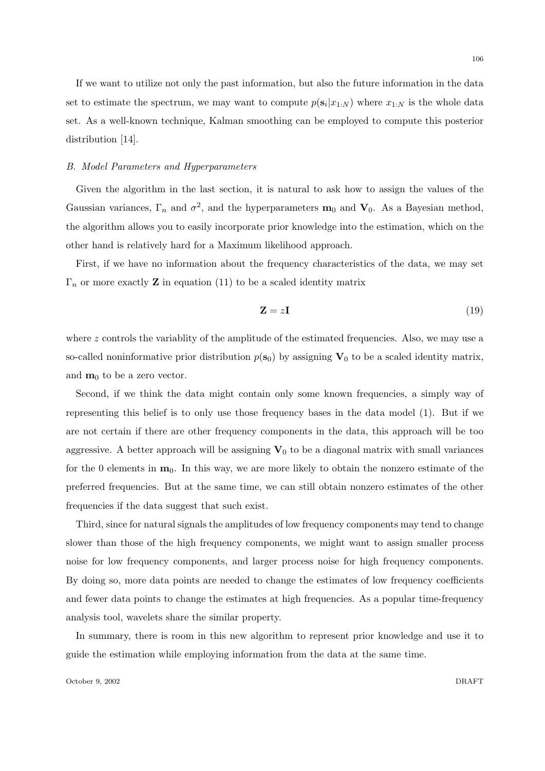If we want to utilize not only the past information, but also the future information in the data set to estimate the spectrum, we may want to compute $p(\mathbf{s}_i|x_{1:N})$ where $x_{1:N}$ is the whole data set. As a well-known technique, Kalman smoothing can be employed to compute this posterior distribution [14].

### *B. Model Parameters and Hyperparameters*

Given the algorithm in the last section, it is natural to ask how to assign the values of the Gaussian variances, $\Gamma_n$ and $\sigma^2$, and the hyperparameters $\mathbf{m}_0$ and $\mathbf{V}_0$. As a Bayesian method, the algorithm allows you to easily incorporate prior knowledge into the estimation, which on the other hand is relatively hard for a Maximum likelihood approach.

First, if we have no information about the frequency characteristics of the data, we may set $\Gamma_n$ or more exactly $\mathbf{Z}$ in equation (11) to be a scaled identity matrix

$$\mathbf{Z} = z\mathbf{I} \tag{19}$$

where $z$ controls the variablity of the amplitude of the estimated frequencies. Also, we may use a so-called noninformative prior distribution $p(\mathbf{s}_0)$ by assigning $\mathbf{V}_0$ to be a scaled identity matrix, and $\mathbf{m}_0$ to be a zero vector.

Second, if we think the data might contain only some known frequencies, a simply way of representing this belief is to only use those frequency bases in the data model (1). But if we are not certain if there are other frequency components in the data, this approach will be too aggressive. A better approach will be assigning $\mathbf{V}_0$ to be a diagonal matrix with small variances for the 0 elements in $\mathbf{m}_0$. In this way, we are more likely to obtain the nonzero estimate of the preferred frequencies. But at the same time, we can still obtain nonzero estimates of the other frequencies if the data suggest that such exist.

Third, since for natural signals the amplitudes of low frequency components may tend to change slower than those of the high frequency components, we might want to assign smaller process noise for low frequency components, and larger process noise for high frequency components. By doing so, more data points are needed to change the estimates of low frequency coefficients and fewer data points to change the estimates at high frequencies. As a popular time-frequency analysis tool, wavelets share the similar property.

In summary, there is room in this new algorithm to represent prior knowledge and use it to guide the estimation while employing information from the data at the same time.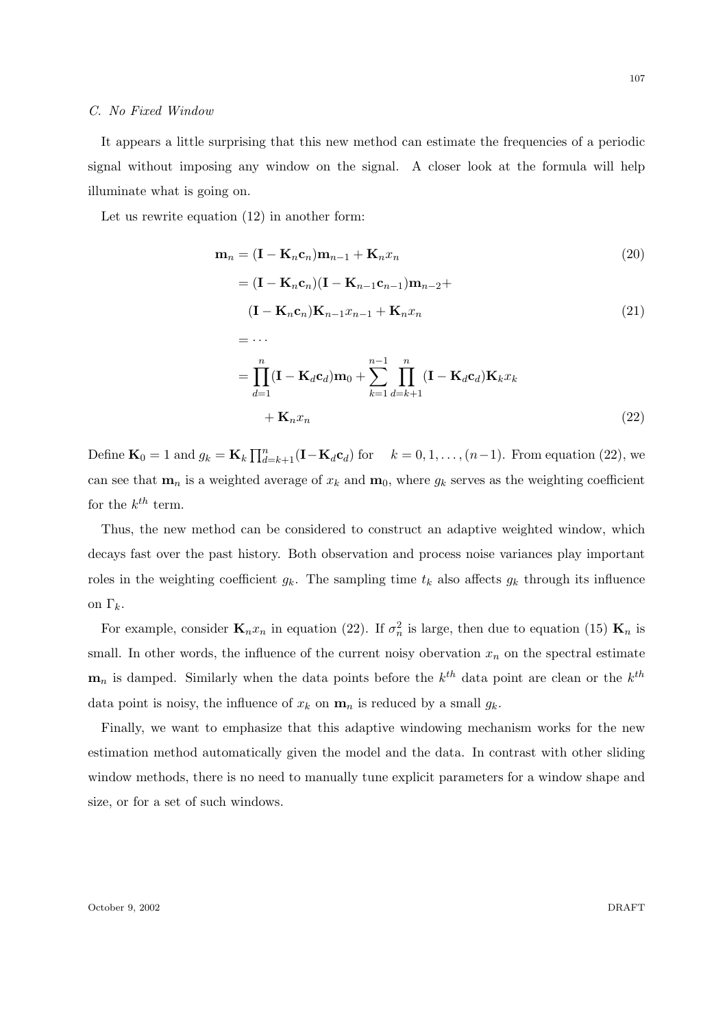### C. No Fixed Window

It appears a little surprising that this new method can estimate the frequencies of a periodic signal without imposing any window on the signal. A closer look at the formula will help illuminate what is going on.

Let us rewrite equation (12) in another form:

$$\mathbf{m}_n = (\mathbf{I} - \mathbf{K}_n \mathbf{c}_n)\mathbf{m}_{n-1} + \mathbf{K}_n x_n \tag{20}$$

$$= (\mathbf{I} - \mathbf{K}_n \mathbf{c}_n)(\mathbf{I} - \mathbf{K}_{n-1} \mathbf{c}_{n-1})\mathbf{m}_{n-2} + (\mathbf{I} - \mathbf{K}_n \mathbf{c}_n)\mathbf{K}_{n-1} x_{n-1} + \mathbf{K}_n x_n \tag{21}$$

$$= \cdots$$

$$= \prod_{d=1}^{n} (\mathbf{I} - \mathbf{K}_d \mathbf{c}_d)\mathbf{m}_0 + \sum_{k=1}^{n-1} \prod_{d=k+1}^{n} (\mathbf{I} - \mathbf{K}_d \mathbf{c}_d)\mathbf{K}_k x_k + \mathbf{K}_n x_n \tag{22}$$

Define $\mathbf{K}_0 = 1$ and $g_k = \mathbf{K}_k \prod_{d=k+1}^{n} (\mathbf{I} - \mathbf{K}_d \mathbf{c}_d)$ for $k = 0, 1, \ldots, (n-1)$. From equation (22), we can see that $\mathbf{m}_n$ is a weighted average of $x_k$ and $\mathbf{m}_0$, where $g_k$ serves as the weighting coefficient for the $k^{th}$ term.

Thus, the new method can be considered to construct an adaptive weighted window, which decays fast over the past history. Both observation and process noise variances play important roles in the weighting coefficient $g_k$. The sampling time $t_k$ also affects $g_k$ through its influence on $\Gamma_k$.

For example, consider $\mathbf{K}_n x_n$ in equation (22). If $\sigma_n^2$ is large, then due to equation (15) $\mathbf{K}_n$ is small. In other words, the influence of the current noisy obervation $x_n$ on the spectral estimate $\mathbf{m}_n$ is damped. Similarly when the data points before the $k^{th}$ data point are clean or the $k^{th}$ data point is noisy, the influence of $x_k$ on $\mathbf{m}_n$ is reduced by a small $g_k$.

Finally, we want to emphasize that this adaptive windowing mechanism works for the new estimation method automatically given the model and the data. In contrast with other sliding window methods, there is no need to manually tune explicit parameters for a window shape and size, or for a set of such windows.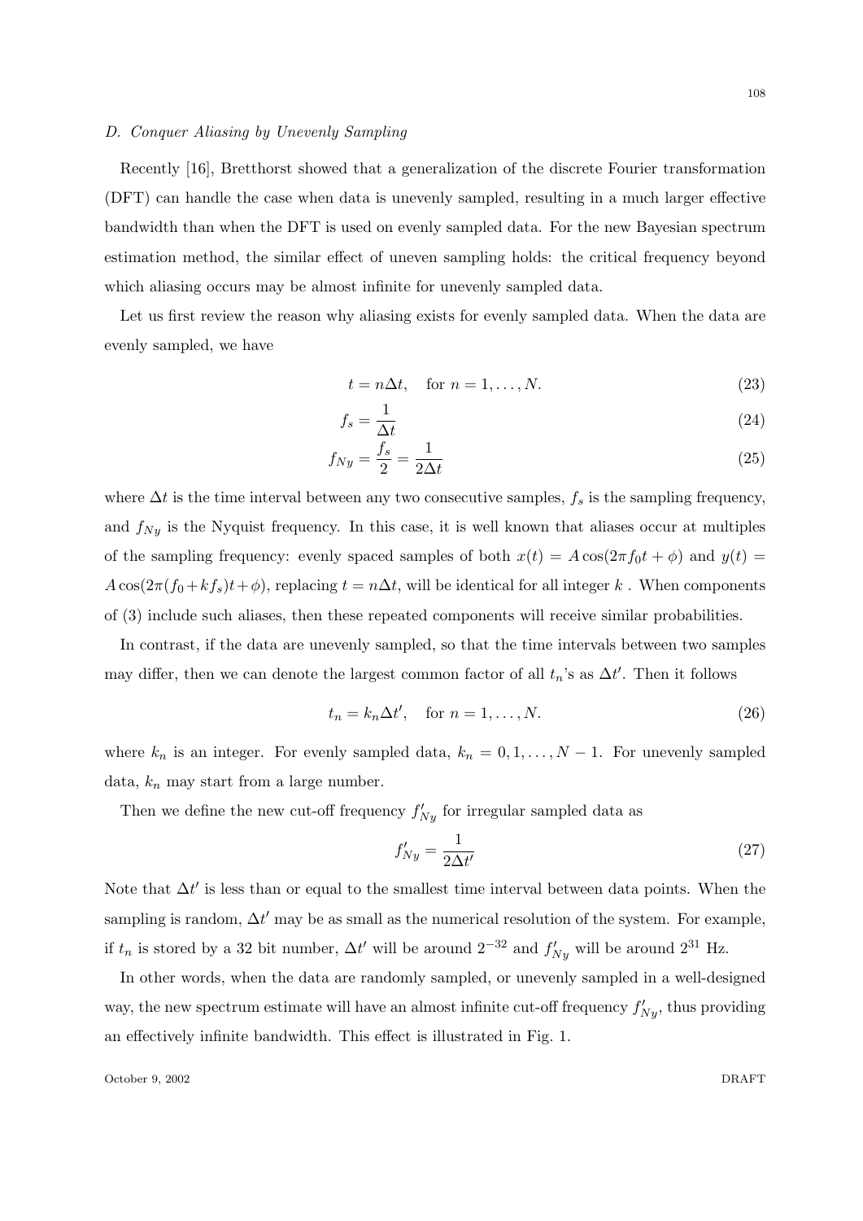### D. Conquer Aliasing by Unevenly Sampling

Recently [16], Bretthorst showed that a generalization of the discrete Fourier transformation (DFT) can handle the case when data is unevenly sampled, resulting in a much larger effective bandwidth than when the DFT is used on evenly sampled data. For the new Bayesian spectrum estimation method, the similar effect of uneven sampling holds: the critical frequency beyond which aliasing occurs may be almost infinite for unevenly sampled data.

Let us first review the reason why aliasing exists for evenly sampled data. When the data are evenly sampled, we have

$$t = n\Delta t, \quad \text{for } n = 1, \ldots, N. \tag{23}$$

$$f_s = \frac{1}{\Delta t} \tag{24}$$

$$f_{Ny} = \frac{f_s}{2} = \frac{1}{2\Delta t} \tag{25}$$

where $\Delta t$ is the time interval between any two consecutive samples, $f_s$ is the sampling frequency, and $f_{Ny}$ is the Nyquist frequency. In this case, it is well known that aliases occur at multiples of the sampling frequency: evenly spaced samples of both $x(t) = A\cos(2\pi f_0 t + \phi)$ and $y(t) = A\cos(2\pi(f_0 + kf_s)t + \phi)$, replacing $t = n\Delta t$, will be identical for all integer $k$ . When components of (3) include such aliases, then these repeated components will receive similar probabilities.

In contrast, if the data are unevenly sampled, so that the time intervals between two samples may differ, then we can denote the largest common factor of all $t_n$'s as $\Delta t'$. Then it follows

$$t_n = k_n \Delta t', \quad \text{for } n = 1, \ldots, N. \tag{26}$$

where $k_n$ is an integer. For evenly sampled data, $k_n = 0, 1, \ldots, N-1$. For unevenly sampled data, $k_n$ may start from a large number.

Then we define the new cut-off frequency $f'_{Ny}$ for irregular sampled data as

$$f'_{Ny} = \frac{1}{2\Delta t'} \tag{27}$$

Note that $\Delta t'$ is less than or equal to the smallest time interval between data points. When the sampling is random, $\Delta t'$ may be as small as the numerical resolution of the system. For example, if $t_n$ is stored by a 32 bit number, $\Delta t'$ will be around $2^{-32}$ and $f'_{Ny}$ will be around $2^{31}$ Hz.

In other words, when the data are randomly sampled, or unevenly sampled in a well-designed way, the new spectrum estimate will have an almost infinite cut-off frequency $f'_{Ny}$, thus providing an effectively infinite bandwidth. This effect is illustrated in Fig. 1.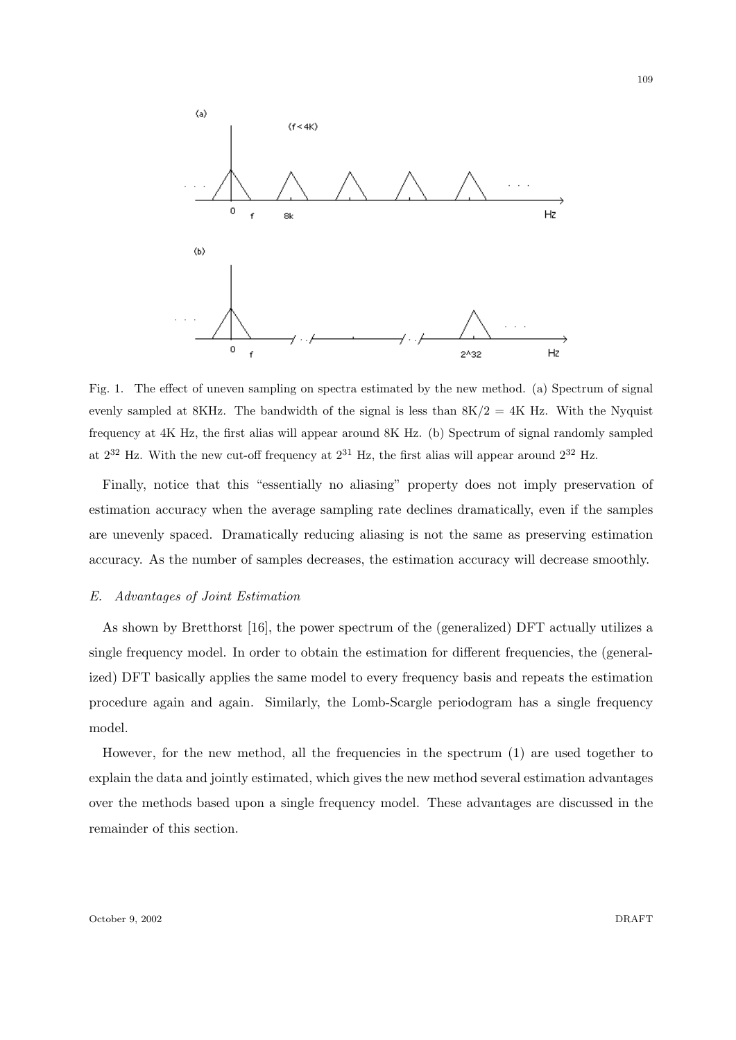Fig. 1. The effect of uneven sampling on spectra estimated by the new method. (a) Spectrum of signal evenly sampled at 8KHz. The bandwidth of the signal is less than $8K/2 = 4K$ Hz. With the Nyquist frequency at 4K Hz, the first alias will appear around 8K Hz. (b) Spectrum of signal randomly sampled at $2^{32}$ Hz. With the new cut-off frequency at $2^{31}$ Hz, the first alias will appear around $2^{32}$ Hz.

Finally, notice that this "essentially no aliasing" property does not imply preservation of estimation accuracy when the average sampling rate declines dramatically, even if the samples are unevenly spaced. Dramatically reducing aliasing is not the same as preserving estimation accuracy. As the number of samples decreases, the estimation accuracy will decrease smoothly.

### *E. Advantages of Joint Estimation*

As shown by Bretthorst [16], the power spectrum of the (generalized) DFT actually utilizes a single frequency model. In order to obtain the estimation for different frequencies, the (generalized) DFT basically applies the same model to every frequency basis and repeats the estimation procedure again and again. Similarly, the Lomb-Scargle periodogram has a single frequency model.

However, for the new method, all the frequencies in the spectrum (1) are used together to explain the data and jointly estimated, which gives the new method several estimation advantages over the methods based upon a single frequency model. These advantages are discussed in the remainder of this section.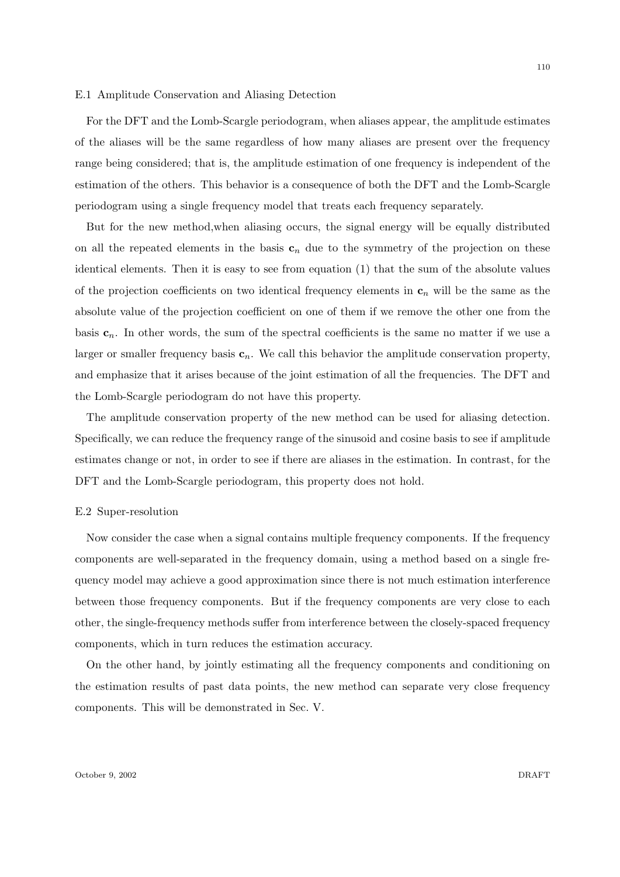### E.1 Amplitude Conservation and Aliasing Detection

For the DFT and the Lomb-Scargle periodogram, when aliases appear, the amplitude estimates of the aliases will be the same regardless of how many aliases are present over the frequency range being considered; that is, the amplitude estimation of one frequency is independent of the estimation of the others. This behavior is a consequence of both the DFT and the Lomb-Scargle periodogram using a single frequency model that treats each frequency separately.

But for the new method,when aliasing occurs, the signal energy will be equally distributed on all the repeated elements in the basis $\mathbf{c}_n$ due to the symmetry of the projection on these identical elements. Then it is easy to see from equation (1) that the sum of the absolute values of the projection coefficients on two identical frequency elements in $\mathbf{c}_n$ will be the same as the absolute value of the projection coefficient on one of them if we remove the other one from the basis $\mathbf{c}_n$. In other words, the sum of the spectral coefficients is the same no matter if we use a larger or smaller frequency basis $\mathbf{c}_n$. We call this behavior the amplitude conservation property, and emphasize that it arises because of the joint estimation of all the frequencies. The DFT and the Lomb-Scargle periodogram do not have this property.

The amplitude conservation property of the new method can be used for aliasing detection. Specifically, we can reduce the frequency range of the sinusoid and cosine basis to see if amplitude estimates change or not, in order to see if there are aliases in the estimation. In contrast, for the DFT and the Lomb-Scargle periodogram, this property does not hold.

### E.2 Super-resolution

Now consider the case when a signal contains multiple frequency components. If the frequency components are well-separated in the frequency domain, using a method based on a single frequency model may achieve a good approximation since there is not much estimation interference between those frequency components. But if the frequency components are very close to each other, the single-frequency methods suffer from interference between the closely-spaced frequency components, which in turn reduces the estimation accuracy.

On the other hand, by jointly estimating all the frequency components and conditioning on the estimation results of past data points, the new method can separate very close frequency components. This will be demonstrated in Sec. V.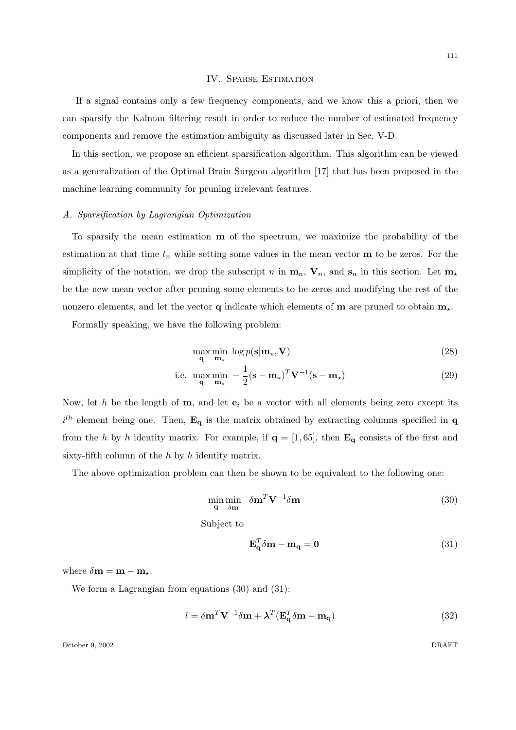## IV. Sparse Estimation

If a signal contains only a few frequency components, and we know this a priori, then we can sparsify the Kalman filtering result in order to reduce the number of estimated frequency components and remove the estimation ambiguity as discussed later in Sec. V-D.

In this section, we propose an efficient sparsification algorithm. This algorithm can be viewed as a generalization of the Optimal Brain Surgeon algorithm [17] that has been proposed in the machine learning community for pruning irrelevant features.

### *A. Sparsification by Lagrangian Optimization*

To sparsify the mean estimation $\mathbf{m}$ of the spectrum, we maximize the probability of the estimation at that time $t_n$ while setting some values in the mean vector $\mathbf{m}$ to be zeros. For the simplicity of the notation, we drop the subscript $n$ in $\mathbf{m}_n$, $\mathbf{V}_n$, and $\mathbf{s}_n$ in this section. Let $\mathbf{m}_\star$ be the new mean vector after pruning some elements to be zeros and modifying the rest of the nonzero elements, and let the vector $\mathbf{q}$ indicate which elements of $\mathbf{m}$ are pruned to obtain $\mathbf{m}_\star$.

Formally speaking, we have the following problem:

$$\max_{\mathbf{q}} \min_{\mathbf{m}_\star} \; \log p(\mathbf{s}|\mathbf{m}_\star, \mathbf{V}) \tag{28}$$

$$\text{i.e.} \;\; \max_{\mathbf{q}} \min_{\mathbf{m}_\star} \; -\frac{1}{2}(\mathbf{s}-\mathbf{m}_\star)^T \mathbf{V}^{-1} (\mathbf{s}-\mathbf{m}_\star) \tag{29}$$

Now, let $h$ be the length of $\mathbf{m}$, and let $\mathbf{e}_i$ be a vector with all elements being zero except its $i^{th}$ element being one. Then, $\mathbf{E}_\mathbf{q}$ is the matrix obtained by extracting columns specified in $\mathbf{q}$ from the $h$ by $h$ identity matrix. For example, if $\mathbf{q} = [1, 65]$, then $\mathbf{E}_\mathbf{q}$ consists of the first and sixty-fifth column of the $h$ by $h$ identity matrix.

The above optimization problem can then be shown to be equivalent to the following one:

$$\min_{\mathbf{q}} \min_{\delta\mathbf{m}} \;\; \delta\mathbf{m}^T \mathbf{V}^{-1} \delta\mathbf{m} \tag{30}$$

Subject to

$$\mathbf{E}_\mathbf{q}^T \delta\mathbf{m} - \mathbf{m}_\mathbf{q} = \mathbf{0} \tag{31}$$

where $\delta\mathbf{m} = \mathbf{m} - \mathbf{m}_\star$.

We form a Lagrangian from equations (30) and (31):

$$l = \delta\mathbf{m}^T \mathbf{V}^{-1} \delta\mathbf{m} + \boldsymbol{\lambda}^T (\mathbf{E}_\mathbf{q}^T \delta\mathbf{m} - \mathbf{m}_\mathbf{q}) \tag{32}$$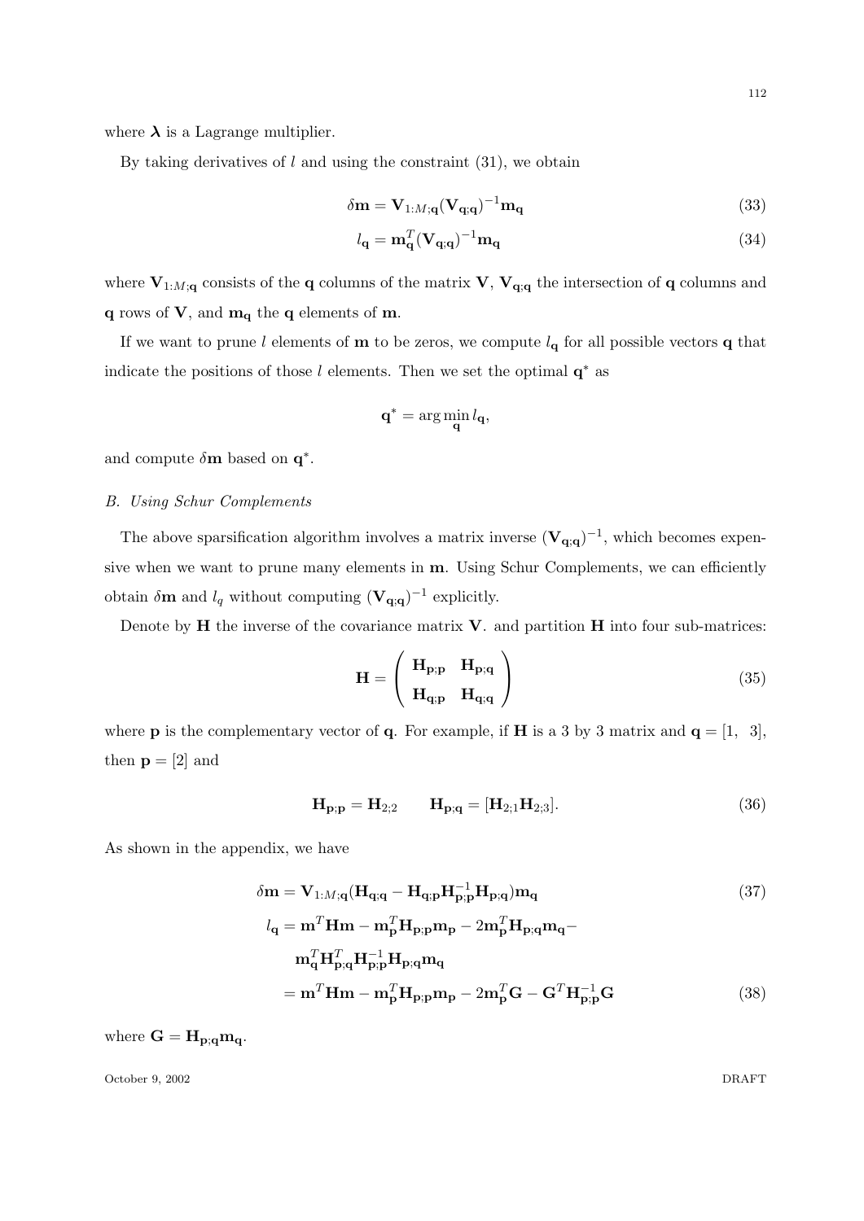where $\boldsymbol{\lambda}$ is a Lagrange multiplier.

By taking derivatives of $l$ and using the constraint (31), we obtain

$$\delta\mathbf{m} = \mathbf{V}_{1:M;\mathbf{q}}(\mathbf{V}_{\mathbf{q};\mathbf{q}})^{-1}\mathbf{m}_{\mathbf{q}} \tag{33}$$

$$l_{\mathbf{q}} = \mathbf{m}_{\mathbf{q}}^T(\mathbf{V}_{\mathbf{q};\mathbf{q}})^{-1}\mathbf{m}_{\mathbf{q}} \tag{34}$$

where $\mathbf{V}_{1:M;\mathbf{q}}$ consists of the $\mathbf{q}$ columns of the matrix $\mathbf{V}$, $\mathbf{V}_{\mathbf{q};\mathbf{q}}$ the intersection of $\mathbf{q}$ columns and $\mathbf{q}$ rows of $\mathbf{V}$, and $\mathbf{m}_{\mathbf{q}}$ the $\mathbf{q}$ elements of $\mathbf{m}$.

If we want to prune $l$ elements of $\mathbf{m}$ to be zeros, we compute $l_{\mathbf{q}}$ for all possible vectors $\mathbf{q}$ that indicate the positions of those $l$ elements. Then we set the optimal $\mathbf{q}^*$ as

$$\mathbf{q}^* = \arg\min_{\mathbf{q}} l_{\mathbf{q}},$$

and compute $\delta\mathbf{m}$ based on $\mathbf{q}^*$.

### *B. Using Schur Complements*

The above sparsification algorithm involves a matrix inverse $(\mathbf{V}_{\mathbf{q};\mathbf{q}})^{-1}$, which becomes expensive when we want to prune many elements in $\mathbf{m}$. Using Schur Complements, we can efficiently obtain $\delta\mathbf{m}$ and $l_q$ without computing $(\mathbf{V}_{\mathbf{q};\mathbf{q}})^{-1}$ explicitly.

Denote by $\mathbf{H}$ the inverse of the covariance matrix $\mathbf{V}$. and partition $\mathbf{H}$ into four sub-matrices:

$$\mathbf{H} = \begin{pmatrix} \mathbf{H}_{\mathbf{p};\mathbf{p}} & \mathbf{H}_{\mathbf{p};\mathbf{q}} \\ \mathbf{H}_{\mathbf{q};\mathbf{p}} & \mathbf{H}_{\mathbf{q};\mathbf{q}} \end{pmatrix} \tag{35}$$

where $\mathbf{p}$ is the complementary vector of $\mathbf{q}$. For example, if $\mathbf{H}$ is a 3 by 3 matrix and $\mathbf{q} = [1, \; 3]$, then $\mathbf{p} = [2]$ and

$$\mathbf{H}_{\mathbf{p};\mathbf{p}} = \mathbf{H}_{2;2} \qquad \mathbf{H}_{\mathbf{p};\mathbf{q}} = [\mathbf{H}_{2;1}\mathbf{H}_{2;3}]. \tag{36}$$

As shown in the appendix, we have

$$\delta\mathbf{m} = \mathbf{V}_{1:M;\mathbf{q}}(\mathbf{H}_{\mathbf{q};\mathbf{q}} - \mathbf{H}_{\mathbf{q};\mathbf{p}}\mathbf{H}_{\mathbf{p};\mathbf{p}}^{-1}\mathbf{H}_{\mathbf{p};\mathbf{q}})\mathbf{m}_{\mathbf{q}} \tag{37}$$

$$\begin{aligned} l_{\mathbf{q}} &= \mathbf{m}^T\mathbf{H}\mathbf{m} - \mathbf{m}_{\mathbf{p}}^T\mathbf{H}_{\mathbf{p};\mathbf{p}}\mathbf{m}_{\mathbf{p}} - 2\mathbf{m}_{\mathbf{p}}^T\mathbf{H}_{\mathbf{p};\mathbf{q}}\mathbf{m}_{\mathbf{q}} - \\ &\quad \mathbf{m}_{\mathbf{q}}^T\mathbf{H}_{\mathbf{p};\mathbf{q}}^T\mathbf{H}_{\mathbf{p};\mathbf{p}}^{-1}\mathbf{H}_{\mathbf{p};\mathbf{q}}\mathbf{m}_{\mathbf{q}} \\ &= \mathbf{m}^T\mathbf{H}\mathbf{m} - \mathbf{m}_{\mathbf{p}}^T\mathbf{H}_{\mathbf{p};\mathbf{p}}\mathbf{m}_{\mathbf{p}} - 2\mathbf{m}_{\mathbf{p}}^T\mathbf{G} - \mathbf{G}^T\mathbf{H}_{\mathbf{p};\mathbf{p}}^{-1}\mathbf{G} \end{aligned} \tag{38}$$

where $\mathbf{G} = \mathbf{H}_{\mathbf{p};\mathbf{q}}\mathbf{m}_{\mathbf{q}}$.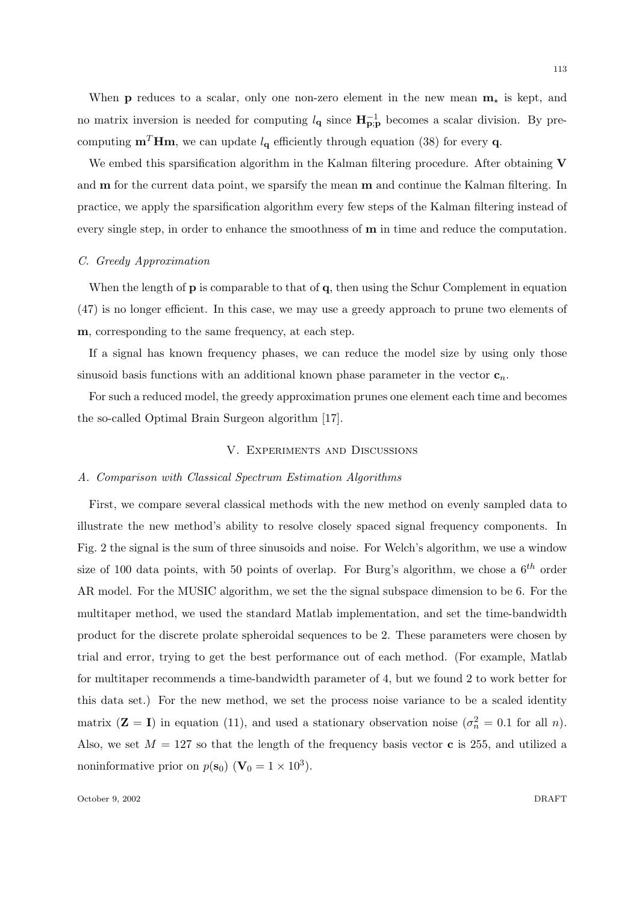When $\mathbf{p}$ reduces to a scalar, only one non-zero element in the new mean $\mathbf{m}_\star$ is kept, and no matrix inversion is needed for computing $l_\mathbf{q}$ since $\mathbf{H}_{\mathbf{p};\mathbf{p}}^{-1}$ becomes a scalar division. By pre-computing $\mathbf{m}^T\mathbf{H}\mathbf{m}$, we can update $l_\mathbf{q}$ efficiently through equation (38) for every $\mathbf{q}$.

We embed this sparsification algorithm in the Kalman filtering procedure. After obtaining $\mathbf{V}$ and $\mathbf{m}$ for the current data point, we sparsify the mean $\mathbf{m}$ and continue the Kalman filtering. In practice, we apply the sparsification algorithm every few steps of the Kalman filtering instead of every single step, in order to enhance the smoothness of $\mathbf{m}$ in time and reduce the computation.

### C. Greedy Approximation

When the length of $\mathbf{p}$ is comparable to that of $\mathbf{q}$, then using the Schur Complement in equation (47) is no longer efficient. In this case, we may use a greedy approach to prune two elements of $\mathbf{m}$, corresponding to the same frequency, at each step.

If a signal has known frequency phases, we can reduce the model size by using only those sinusoid basis functions with an additional known phase parameter in the vector $\mathbf{c}_n$.

For such a reduced model, the greedy approximation prunes one element each time and becomes the so-called Optimal Brain Surgeon algorithm [17].

## V. Experiments and Discussions

### A. Comparison with Classical Spectrum Estimation Algorithms

First, we compare several classical methods with the new method on evenly sampled data to illustrate the new method's ability to resolve closely spaced signal frequency components. In Fig. 2 the signal is the sum of three sinusoids and noise. For Welch's algorithm, we use a window size of 100 data points, with 50 points of overlap. For Burg's algorithm, we chose a $6^{th}$ order AR model. For the MUSIC algorithm, we set the the signal subspace dimension to be 6. For the multitaper method, we used the standard Matlab implementation, and set the time-bandwidth product for the discrete prolate spheroidal sequences to be 2. These parameters were chosen by trial and error, trying to get the best performance out of each method. (For example, Matlab for multitaper recommends a time-bandwidth parameter of 4, but we found 2 to work better for this data set.) For the new method, we set the process noise variance to be a scaled identity matrix ($\mathbf{Z} = \mathbf{I}$) in equation (11), and used a stationary observation noise ($\sigma_n^2 = 0.1$ for all $n$). Also, we set $M = 127$ so that the length of the frequency basis vector $\mathbf{c}$ is 255, and utilized a noninformative prior on $p(\mathbf{s}_0)$ ($\mathbf{V}_0 = 1 \times 10^3$).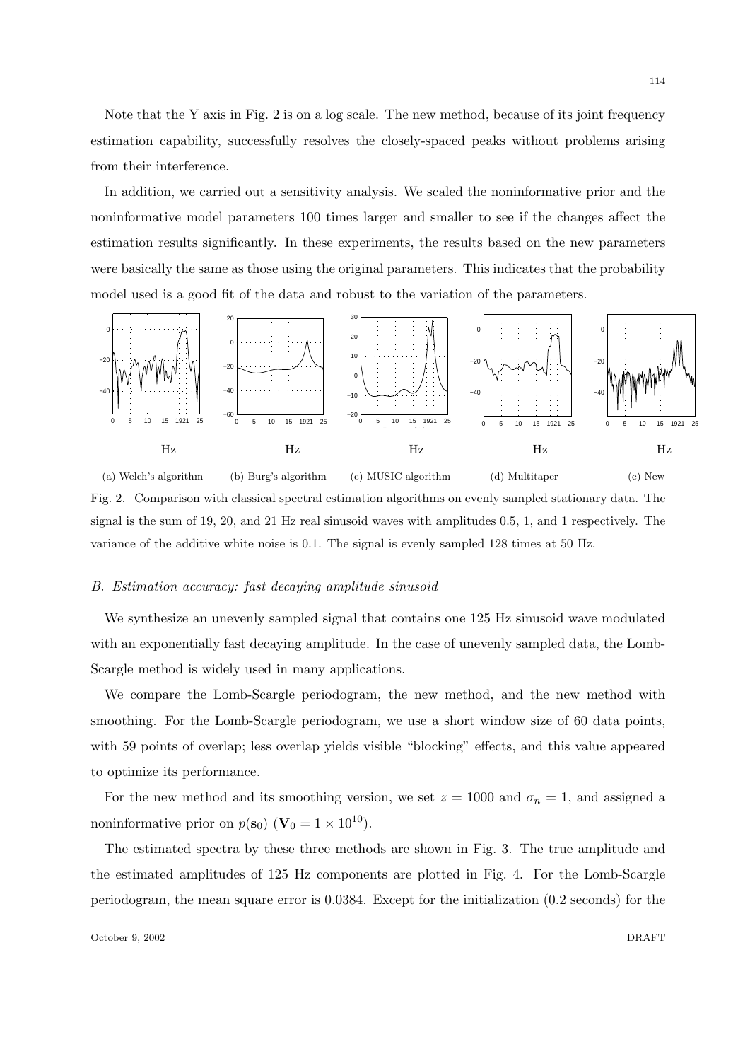Note that the Y axis in Fig. 2 is on a log scale. The new method, because of its joint frequency estimation capability, successfully resolves the closely-spaced peaks without problems arising from their interference.

In addition, we carried out a sensitivity analysis. We scaled the noninformative prior and the noninformative model parameters 100 times larger and smaller to see if the changes affect the estimation results significantly. In these experiments, the results based on the new parameters were basically the same as those using the original parameters. This indicates that the probability model used is a good fit of the data and robust to the variation of the parameters.

(a) Welch's algorithm (b) Burg's algorithm (c) MUSIC algorithm (d) Multitaper (e) New

Fig. 2. Comparison with classical spectral estimation algorithms on evenly sampled stationary data. The signal is the sum of 19, 20, and 21 Hz real sinusoid waves with amplitudes 0.5, 1, and 1 respectively. The variance of the additive white noise is 0.1. The signal is evenly sampled 128 times at 50 Hz.

### *B. Estimation accuracy: fast decaying amplitude sinusoid*

We synthesize an unevenly sampled signal that contains one 125 Hz sinusoid wave modulated with an exponentially fast decaying amplitude. In the case of unevenly sampled data, the Lomb-Scargle method is widely used in many applications.

We compare the Lomb-Scargle periodogram, the new method, and the new method with smoothing. For the Lomb-Scargle periodogram, we use a short window size of 60 data points, with 59 points of overlap; less overlap yields visible "blocking" effects, and this value appeared to optimize its performance.

For the new method and its smoothing version, we set $z = 1000$ and $\sigma_n = 1$, and assigned a noninformative prior on $p(\mathbf{s}_0)$ ($\mathbf{V}_0 = 1 \times 10^{10}$).

The estimated spectra by these three methods are shown in Fig. 3. The true amplitude and the estimated amplitudes of 125 Hz components are plotted in Fig. 4. For the Lomb-Scargle periodogram, the mean square error is 0.0384. Except for the initialization (0.2 seconds) for the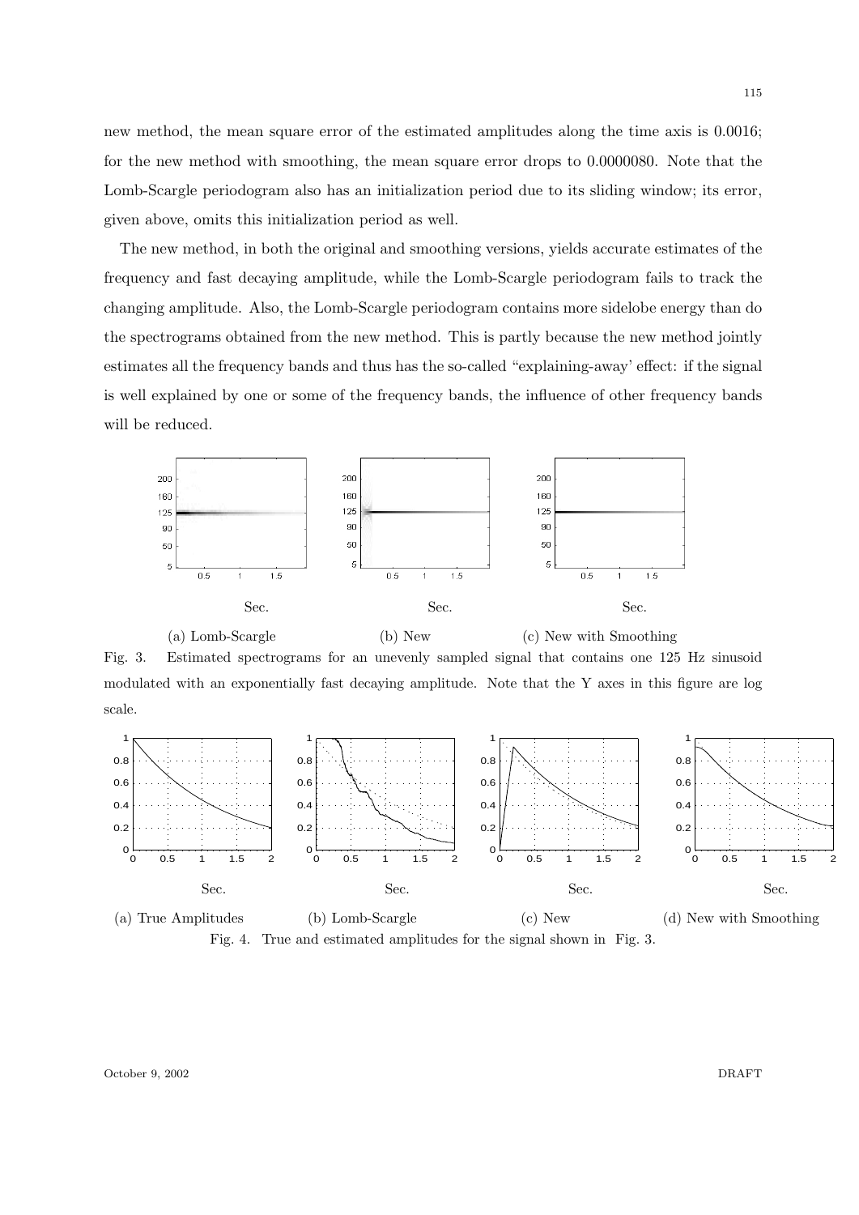new method, the mean square error of the estimated amplitudes along the time axis is 0.0016; for the new method with smoothing, the mean square error drops to 0.0000080. Note that the Lomb-Scargle periodogram also has an initialization period due to its sliding window; its error, given above, omits this initialization period as well.

The new method, in both the original and smoothing versions, yields accurate estimates of the frequency and fast decaying amplitude, while the Lomb-Scargle periodogram fails to track the changing amplitude. Also, the Lomb-Scargle periodogram contains more sidelobe energy than do the spectrograms obtained from the new method. This is partly because the new method jointly estimates all the frequency bands and thus has the so-called "explaining-away' effect: if the signal is well explained by one or some of the frequency bands, the influence of other frequency bands will be reduced.

(a) Lomb-Scargle (b) New (c) New with Smoothing

Fig. 3. Estimated spectrograms for an unevenly sampled signal that contains one 125 Hz sinusoid modulated with an exponentially fast decaying amplitude. Note that the Y axes in this figure are log scale.

(a) True Amplitudes (b) Lomb-Scargle (c) New (d) New with Smoothing

Fig. 4. True and estimated amplitudes for the signal shown in Fig. 3.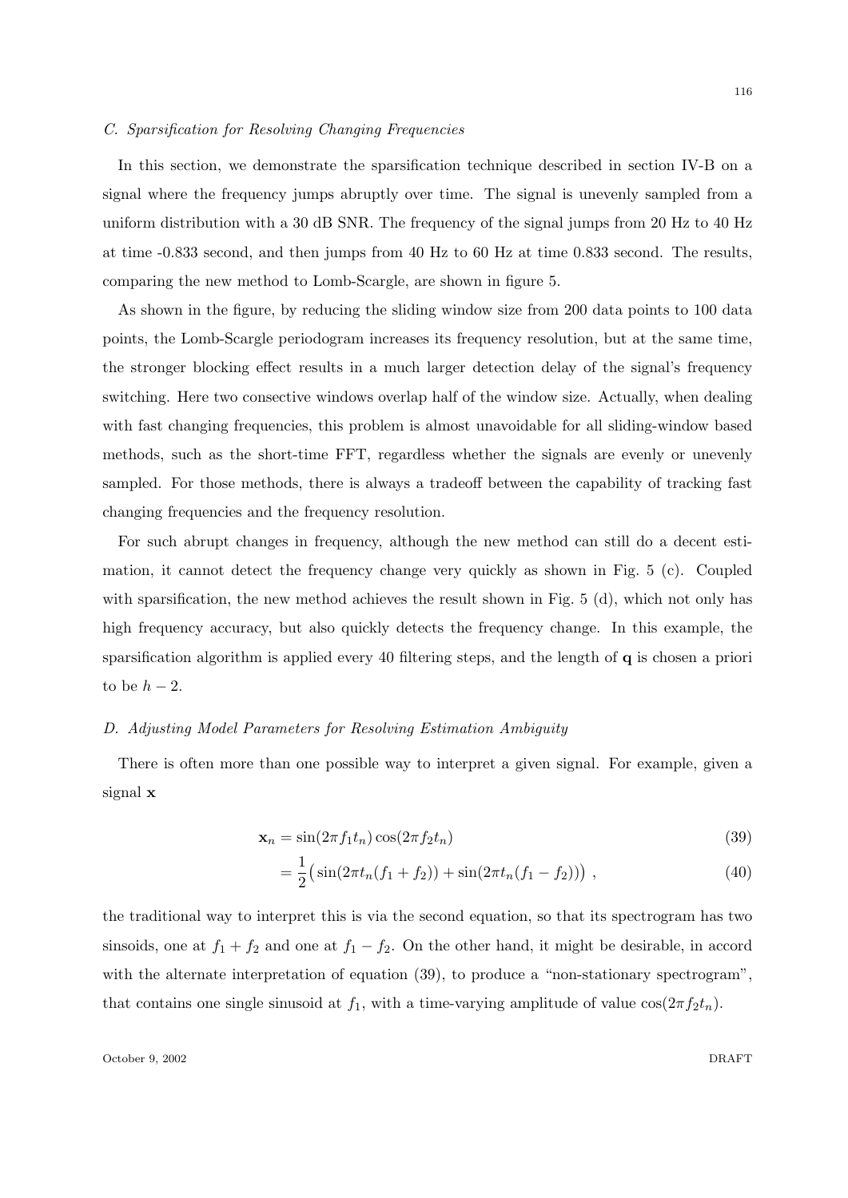### *C. Sparsification for Resolving Changing Frequencies*

In this section, we demonstrate the sparsification technique described in section IV-B on a signal where the frequency jumps abruptly over time. The signal is unevenly sampled from a uniform distribution with a 30 dB SNR. The frequency of the signal jumps from 20 Hz to 40 Hz at time -0.833 second, and then jumps from 40 Hz to 60 Hz at time 0.833 second. The results, comparing the new method to Lomb-Scargle, are shown in figure 5.

As shown in the figure, by reducing the sliding window size from 200 data points to 100 data points, the Lomb-Scargle periodogram increases its frequency resolution, but at the same time, the stronger blocking effect results in a much larger detection delay of the signal's frequency switching. Here two consective windows overlap half of the window size. Actually, when dealing with fast changing frequencies, this problem is almost unavoidable for all sliding-window based methods, such as the short-time FFT, regardless whether the signals are evenly or unevenly sampled. For those methods, there is always a tradeoff between the capability of tracking fast changing frequencies and the frequency resolution.

For such abrupt changes in frequency, although the new method can still do a decent estimation, it cannot detect the frequency change very quickly as shown in Fig. 5 (c). Coupled with sparsification, the new method achieves the result shown in Fig. 5 (d), which not only has high frequency accuracy, but also quickly detects the frequency change. In this example, the sparsification algorithm is applied every 40 filtering steps, and the length of $\mathbf{q}$ is chosen a priori to be $h - 2$.

### *D. Adjusting Model Parameters for Resolving Estimation Ambiguity*

There is often more than one possible way to interpret a given signal. For example, given a signal $\mathbf{x}$

$$\mathbf{x}_n = \sin(2\pi f_1 t_n)\cos(2\pi f_2 t_n) \tag{39}$$

$$= \frac{1}{2}\big(\sin(2\pi t_n(f_1 + f_2)) + \sin(2\pi t_n(f_1 - f_2))\big)\ , \tag{40}$$

the traditional way to interpret this is via the second equation, so that its spectrogram has two sinsoids, one at $f_1 + f_2$ and one at $f_1 - f_2$. On the other hand, it might be desirable, in accord with the alternate interpretation of equation (39), to produce a "non-stationary spectrogram", that contains one single sinusoid at $f_1$, with a time-varying amplitude of value $\cos(2\pi f_2 t_n)$.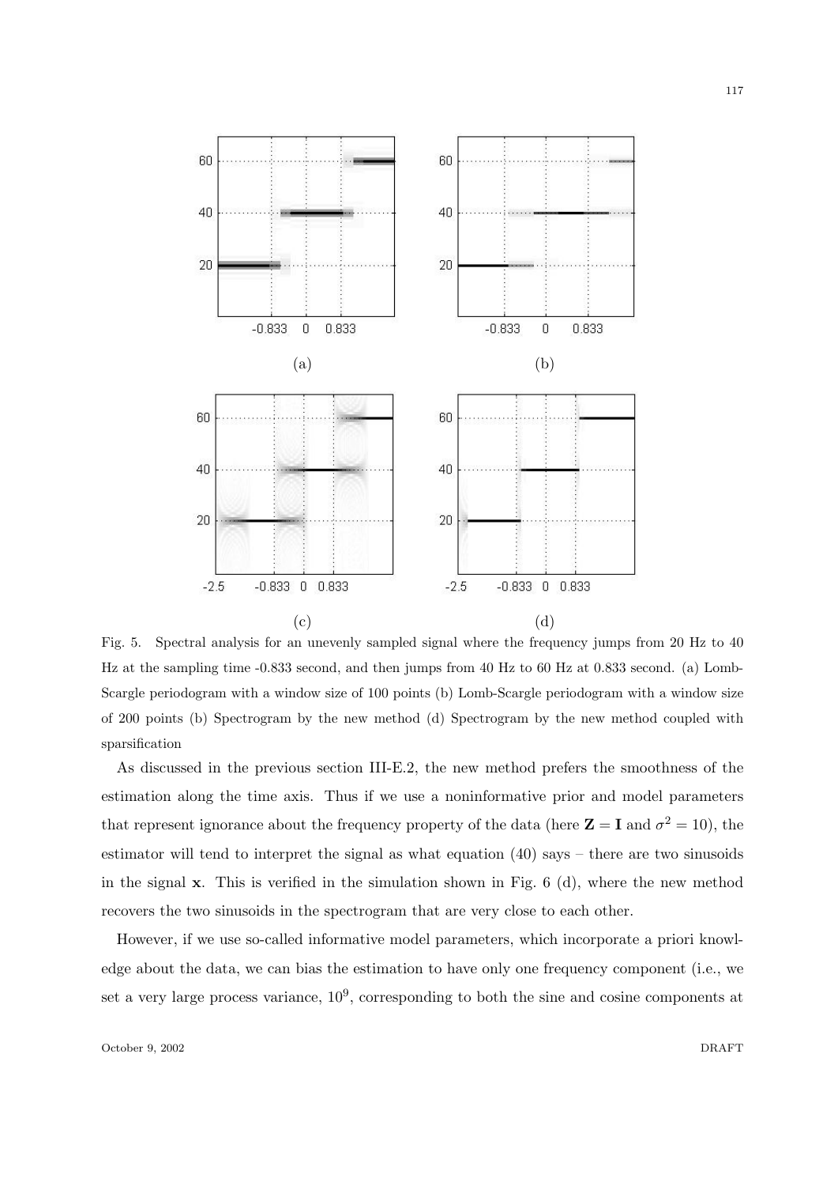Fig. 5. Spectral analysis for an unevenly sampled signal where the frequency jumps from 20 Hz to 40 Hz at the sampling time -0.833 second, and then jumps from 40 Hz to 60 Hz at 0.833 second. (a) Lomb-Scargle periodogram with a window size of 100 points (b) Lomb-Scargle periodogram with a window size of 200 points (b) Spectrogram by the new method (d) Spectrogram by the new method coupled with sparsification

As discussed in the previous section III-E.2, the new method prefers the smoothness of the estimation along the time axis. Thus if we use a noninformative prior and model parameters that represent ignorance about the frequency property of the data (here $\mathbf{Z} = \mathbf{I}$ and $\sigma^2 = 10$), the estimator will tend to interpret the signal as what equation (40) says – there are two sinusoids in the signal $\mathbf{x}$. This is verified in the simulation shown in Fig. 6 (d), where the new method recovers the two sinusoids in the spectrogram that are very close to each other.

However, if we use so-called informative model parameters, which incorporate a priori knowledge about the data, we can bias the estimation to have only one frequency component (i.e., we set a very large process variance, $10^9$, corresponding to both the sine and cosine components at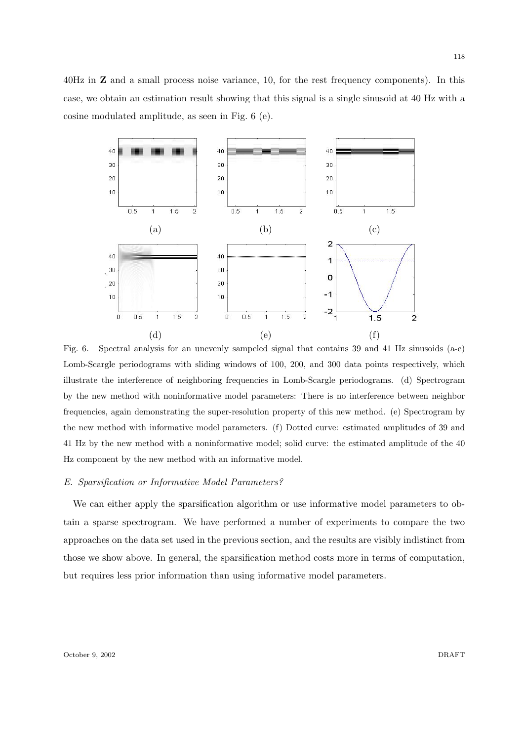40Hz in **Z** and a small process noise variance, 10, for the rest frequency components). In this case, we obtain an estimation result showing that this signal is a single sinusoid at 40 Hz with a cosine modulated amplitude, as seen in Fig. 6 (e).

Fig. 6. Spectral analysis for an unevenly sampeled signal that contains 39 and 41 Hz sinusoids (a-c) Lomb-Scargle periodograms with sliding windows of 100, 200, and 300 data points respectively, which illustrate the interference of neighboring frequencies in Lomb-Scargle periodograms. (d) Spectrogram by the new method with noninformative model parameters: There is no interference between neighbor frequencies, again demonstrating the super-resolution property of this new method. (e) Spectrogram by the new method with informative model parameters. (f) Dotted curve: estimated amplitudes of 39 and 41 Hz by the new method with a noninformative model; solid curve: the estimated amplitude of the 40 Hz component by the new method with an informative model.

### *E. Sparsification or Informative Model Parameters?*

We can either apply the sparsification algorithm or use informative model parameters to obtain a sparse spectrogram. We have performed a number of experiments to compare the two approaches on the data set used in the previous section, and the results are visibly indistinct from those we show above. In general, the sparsification method costs more in terms of computation, but requires less prior information than using informative model parameters.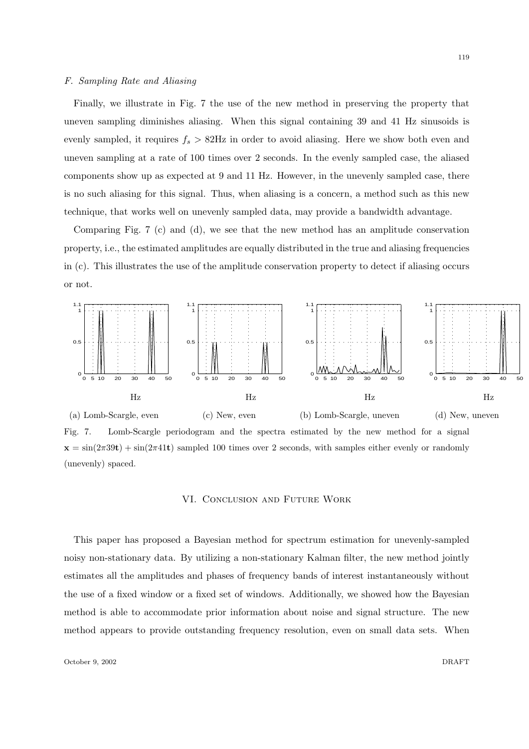### F. Sampling Rate and Aliasing

Finally, we illustrate in Fig. 7 the use of the new method in preserving the property that uneven sampling diminishes aliasing. When this signal containing 39 and 41 Hz sinusoids is evenly sampled, it requires $f_s > 82$Hz in order to avoid aliasing. Here we show both even and uneven sampling at a rate of 100 times over 2 seconds. In the evenly sampled case, the aliased components show up as expected at 9 and 11 Hz. However, in the unevenly sampled case, there is no such aliasing for this signal. Thus, when aliasing is a concern, a method such as this new technique, that works well on unevenly sampled data, may provide a bandwidth advantage.

Comparing Fig. 7 (c) and (d), we see that the new method has an amplitude conservation property, i.e., the estimated amplitudes are equally distributed in the true and aliasing frequencies in (c). This illustrates the use of the amplitude conservation property to detect if aliasing occurs or not.

(a) Lomb-Scargle, even (c) New, even (b) Lomb-Scargle, uneven (d) New, uneven

Fig. 7. Lomb-Scargle periodogram and the spectra estimated by the new method for a signal $\mathbf{x} = \sin(2\pi 39\mathbf{t}) + \sin(2\pi 41\mathbf{t})$ sampled 100 times over 2 seconds, with samples either evenly or randomly (unevenly) spaced.

## VI. Conclusion and Future Work

This paper has proposed a Bayesian method for spectrum estimation for unevenly-sampled noisy non-stationary data. By utilizing a non-stationary Kalman filter, the new method jointly estimates all the amplitudes and phases of frequency bands of interest instantaneously without the use of a fixed window or a fixed set of windows. Additionally, we showed how the Bayesian method is able to accommodate prior information about noise and signal structure. The new method appears to provide outstanding frequency resolution, even on small data sets. When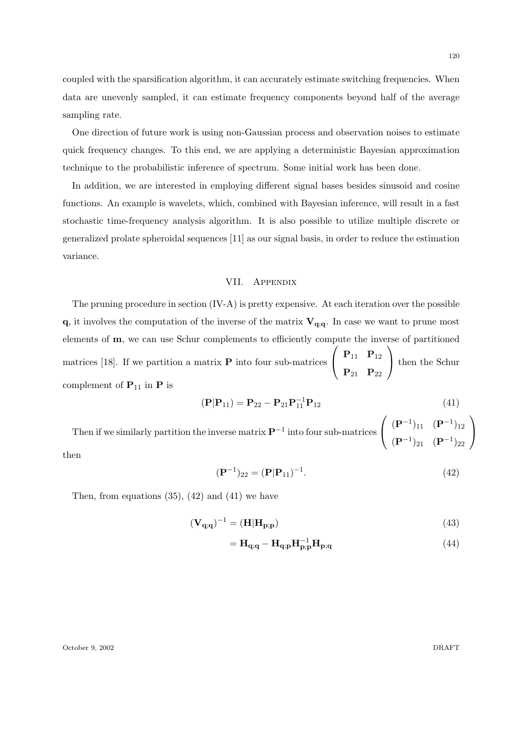coupled with the sparsification algorithm, it can accurately estimate switching frequencies. When data are unevenly sampled, it can estimate frequency components beyond half of the average sampling rate.

One direction of future work is using non-Gaussian process and observation noises to estimate quick frequency changes. To this end, we are applying a deterministic Bayesian approximation technique to the probabilistic inference of spectrum. Some initial work has been done.

In addition, we are interested in employing different signal bases besides sinusoid and cosine functions. An example is wavelets, which, combined with Bayesian inference, will result in a fast stochastic time-frequency analysis algorithm. It is also possible to utilize multiple discrete or generalized prolate spheroidal sequences [11] as our signal basis, in order to reduce the estimation variance.

## VII. Appendix

The pruning procedure in section (IV-A) is pretty expensive. At each iteration over the possible $\mathbf{q}$, it involves the computation of the inverse of the matrix $\mathbf{V}_{\mathbf{q};\mathbf{q}}$. In case we want to prune most elements of $\mathbf{m}$, we can use Schur complements to efficiently compute the inverse of partitioned matrices [18]. If we partition a matrix $\mathbf{P}$ into four sub-matrices $\begin{pmatrix} \mathbf{P}_{11} & \mathbf{P}_{12} \\ \mathbf{P}_{21} & \mathbf{P}_{22} \end{pmatrix}$ then the Schur complement of $\mathbf{P}_{11}$ in $\mathbf{P}$ is

$$(\mathbf{P}|\mathbf{P}_{11}) = \mathbf{P}_{22} - \mathbf{P}_{21}\mathbf{P}_{11}^{-1}\mathbf{P}_{12} \tag{41}$$

Then if we similarly partition the inverse matrix $\mathbf{P}^{-1}$ into four sub-matrices $\begin{pmatrix} (\mathbf{P}^{-1})_{11} & (\mathbf{P}^{-1})_{12} \\ (\mathbf{P}^{-1})_{21} & (\mathbf{P}^{-1})_{22} \end{pmatrix}$ then

$$(\mathbf{P}^{-1})_{22} = (\mathbf{P}|\mathbf{P}_{11})^{-1}. \tag{42}$$

Then, from equations (35), (42) and (41) we have

$$(\mathbf{V}_{\mathbf{q};\mathbf{q}})^{-1} = (\mathbf{H}|\mathbf{H}_{\mathbf{p};\mathbf{p}}) \tag{43}$$

$$= \mathbf{H}_{\mathbf{q};\mathbf{q}} - \mathbf{H}_{\mathbf{q};\mathbf{p}}\mathbf{H}_{\mathbf{p};\mathbf{p}}^{-1}\mathbf{H}_{\mathbf{p};\mathbf{q}} \tag{44}$$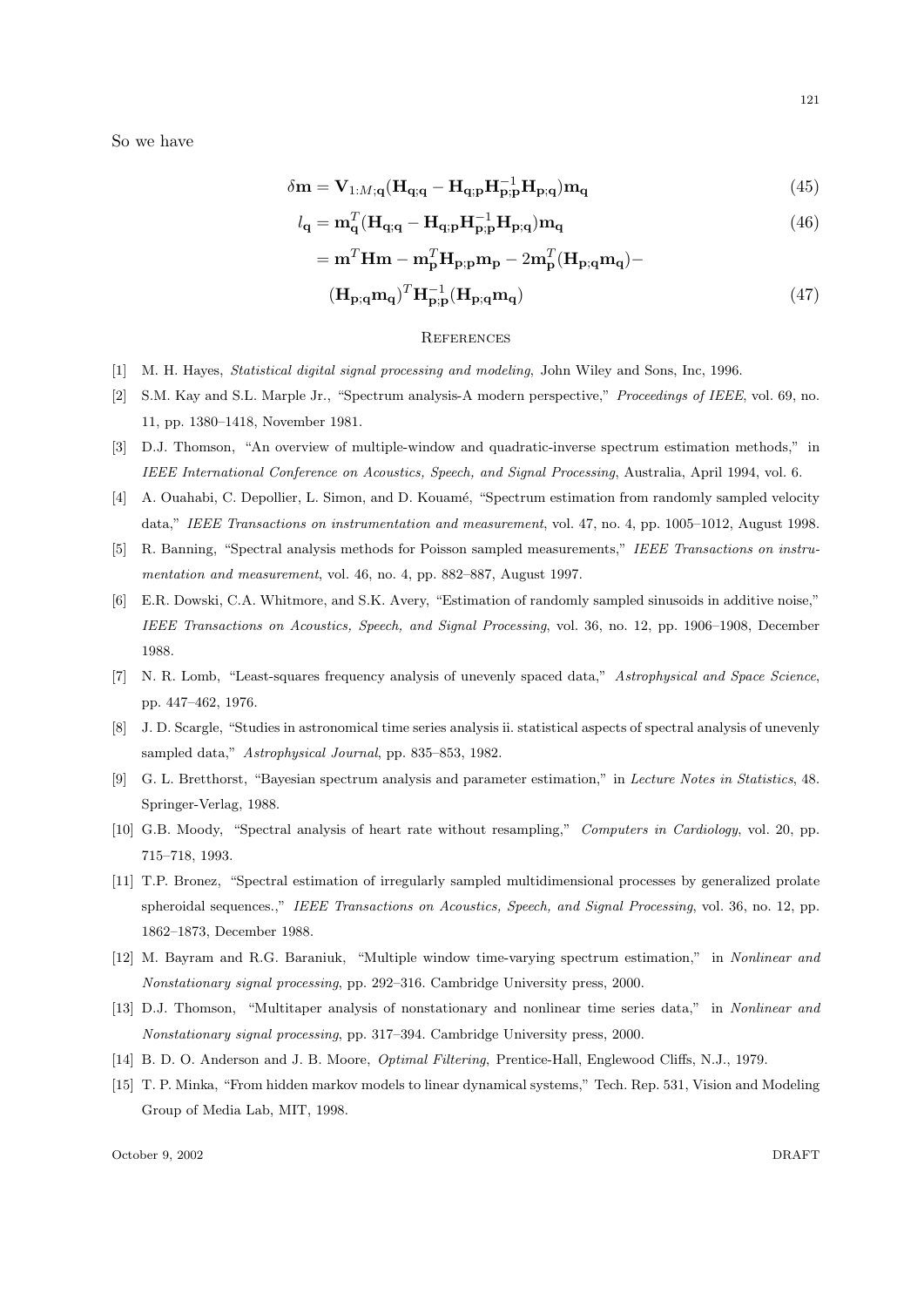So we have

$$\delta \mathbf{m} = \mathbf{V}_{1:M;\mathbf{q}}(\mathbf{H}_{\mathbf{q};\mathbf{q}} - \mathbf{H}_{\mathbf{q};\mathbf{p}}\mathbf{H}_{\mathbf{p};\mathbf{p}}^{-1}\mathbf{H}_{\mathbf{p};\mathbf{q}})\mathbf{m}_{\mathbf{q}} \tag{45}$$

$$l_{\mathbf{q}} = \mathbf{m}_{\mathbf{q}}^T(\mathbf{H}_{\mathbf{q};\mathbf{q}} - \mathbf{H}_{\mathbf{q};\mathbf{p}}\mathbf{H}_{\mathbf{p};\mathbf{p}}^{-1}\mathbf{H}_{\mathbf{p};\mathbf{q}})\mathbf{m}_{\mathbf{q}} \tag{46}$$

$$= \mathbf{m}^T\mathbf{H}\mathbf{m} - \mathbf{m}_{\mathbf{p}}^T\mathbf{H}_{\mathbf{p};\mathbf{p}}\mathbf{m}_{\mathbf{p}} - 2\mathbf{m}_{\mathbf{p}}^T(\mathbf{H}_{\mathbf{p};\mathbf{q}}\mathbf{m}_{\mathbf{q}}) - (\mathbf{H}_{\mathbf{p};\mathbf{q}}\mathbf{m}_{\mathbf{q}})^T\mathbf{H}_{\mathbf{p};\mathbf{p}}^{-1}(\mathbf{H}_{\mathbf{p};\mathbf{q}}\mathbf{m}_{\mathbf{q}}) \tag{47}$$

## References

[1] M. H. Hayes, *Statistical digital signal processing and modeling*, John Wiley and Sons, Inc, 1996.

[2] S.M. Kay and S.L. Marple Jr., "Spectrum analysis-A modern perspective," *Proceedings of IEEE*, vol. 69, no. 11, pp. 1380–1418, November 1981.

[3] D.J. Thomson, "An overview of multiple-window and quadratic-inverse spectrum estimation methods," in *IEEE International Conference on Acoustics, Speech, and Signal Processing*, Australia, April 1994, vol. 6.

[4] A. Ouahabi, C. Depollier, L. Simon, and D. Kouamé, "Spectrum estimation from randomly sampled velocity data," *IEEE Transactions on instrumentation and measurement*, vol. 47, no. 4, pp. 1005–1012, August 1998.

[5] R. Banning, "Spectral analysis methods for Poisson sampled measurements," *IEEE Transactions on instrumentation and measurement*, vol. 46, no. 4, pp. 882–887, August 1997.

[6] E.R. Dowski, C.A. Whitmore, and S.K. Avery, "Estimation of randomly sampled sinusoids in additive noise," *IEEE Transactions on Acoustics, Speech, and Signal Processing*, vol. 36, no. 12, pp. 1906–1908, December 1988.

[7] N. R. Lomb, "Least-squares frequency analysis of unevenly spaced data," *Astrophysical and Space Science*, pp. 447–462, 1976.

[8] J. D. Scargle, "Studies in astronomical time series analysis ii. statistical aspects of spectral analysis of unevenly sampled data," *Astrophysical Journal*, pp. 835–853, 1982.

[9] G. L. Bretthorst, "Bayesian spectrum analysis and parameter estimation," in *Lecture Notes in Statistics*, 48. Springer-Verlag, 1988.

[10] G.B. Moody, "Spectral analysis of heart rate without resampling," *Computers in Cardiology*, vol. 20, pp. 715–718, 1993.

[11] T.P. Bronez, "Spectral estimation of irregularly sampled multidimensional processes by generalized prolate spheroidal sequences.," *IEEE Transactions on Acoustics, Speech, and Signal Processing*, vol. 36, no. 12, pp. 1862–1873, December 1988.

[12] M. Bayram and R.G. Baraniuk, "Multiple window time-varying spectrum estimation," in *Nonlinear and Nonstationary signal processing*, pp. 292–316. Cambridge University press, 2000.

[13] D.J. Thomson, "Multitaper analysis of nonstationary and nonlinear time series data," in *Nonlinear and Nonstationary signal processing*, pp. 317–394. Cambridge University press, 2000.

[14] B. D. O. Anderson and J. B. Moore, *Optimal Filtering*, Prentice-Hall, Englewood Cliffs, N.J., 1979.

[15] T. P. Minka, "From hidden markov models to linear dynamical systems," Tech. Rep. 531, Vision and Modeling Group of Media Lab, MIT, 1998.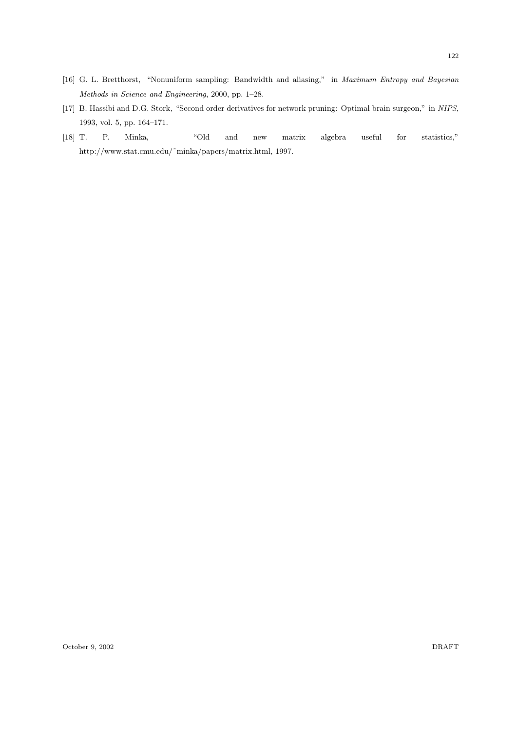[16] G. L. Bretthorst, "Nonuniform sampling: Bandwidth and aliasing," in *Maximum Entropy and Bayesian Methods in Science and Engineering*, 2000, pp. 1–28.

[17] B. Hassibi and D.G. Stork, "Second order derivatives for network pruning: Optimal brain surgeon," in *NIPS*, 1993, vol. 5, pp. 164–171.

[18] T. P. Minka, "Old and new matrix algebra useful for statistics," http://www.stat.cmu.edu/˜minka/papers/matrix.html, 1997.